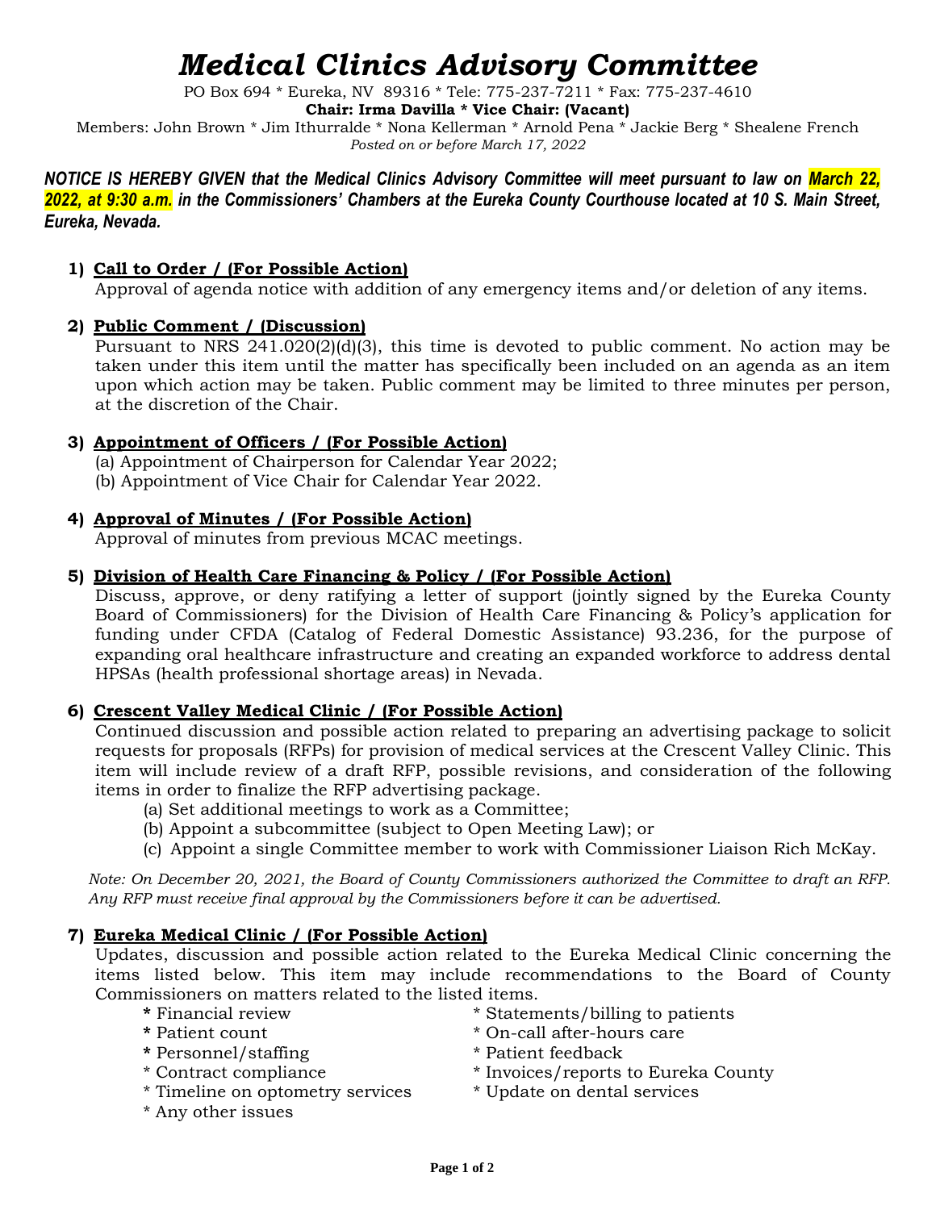# *Medical Clinics Advisory Committee*

PO Box 694 * Eureka, NV 89316 * Tele: 775-237-7211 * Fax: 775-237-4610

**Chair: Irma Davilla * Vice Chair: (Vacant)**

Members: John Brown * Jim Ithurralde * Nona Kellerman * Arnold Pena * Jackie Berg * Shealene French

*Posted on or before March 17, 2022*

***NOTICE IS HEREBY GIVEN that the Medical Clinics Advisory Committee will meet pursuant to law on March 22, 2022, at 9:30 a.m. in the Commissioners' Chambers at the Eureka County Courthouse located at 10 S. Main Street, Eureka, Nevada.***

1) **Call to Order / (For Possible Action)**
   Approval of agenda notice with addition of any emergency items and/or deletion of any items.

2) **Public Comment / (Discussion)**
   Pursuant to NRS 241.020(2)(d)(3), this time is devoted to public comment. No action may be taken under this item until the matter has specifically been included on an agenda as an item upon which action may be taken. Public comment may be limited to three minutes per person, at the discretion of the Chair.

3) **Appointment of Officers / (For Possible Action)**
   (a) Appointment of Chairperson for Calendar Year 2022;
   (b) Appointment of Vice Chair for Calendar Year 2022.

4) **Approval of Minutes / (For Possible Action)**
   Approval of minutes from previous MCAC meetings.

5) **Division of Health Care Financing & Policy / (For Possible Action)**
   Discuss, approve, or deny ratifying a letter of support (jointly signed by the Eureka County Board of Commissioners) for the Division of Health Care Financing & Policy's application for funding under CFDA (Catalog of Federal Domestic Assistance) 93.236, for the purpose of expanding oral healthcare infrastructure and creating an expanded workforce to address dental HPSAs (health professional shortage areas) in Nevada.

6) **Crescent Valley Medical Clinic / (For Possible Action)**
   Continued discussion and possible action related to preparing an advertising package to solicit requests for proposals (RFPs) for provision of medical services at the Crescent Valley Clinic. This item will include review of a draft RFP, possible revisions, and consideration of the following items in order to finalize the RFP advertising package.
   (a) Set additional meetings to work as a Committee;
   (b) Appoint a subcommittee (subject to Open Meeting Law); or
   (c) Appoint a single Committee member to work with Commissioner Liaison Rich McKay.

   *Note: On December 20, 2021, the Board of County Commissioners authorized the Committee to draft an RFP. Any RFP must receive final approval by the Commissioners before it can be advertised.*

7) **Eureka Medical Clinic / (For Possible Action)**
   Updates, discussion and possible action related to the Eureka Medical Clinic concerning the items listed below. This item may include recommendations to the Board of County Commissioners on matters related to the listed items.
   * Financial review
   * Patient count
   * Personnel/staffing
   * Contract compliance
   * Timeline on optometry services
   * Any other issues
   * Statements/billing to patients
   * On-call after-hours care
   * Patient feedback
   * Invoices/reports to Eureka County
   * Update on dental services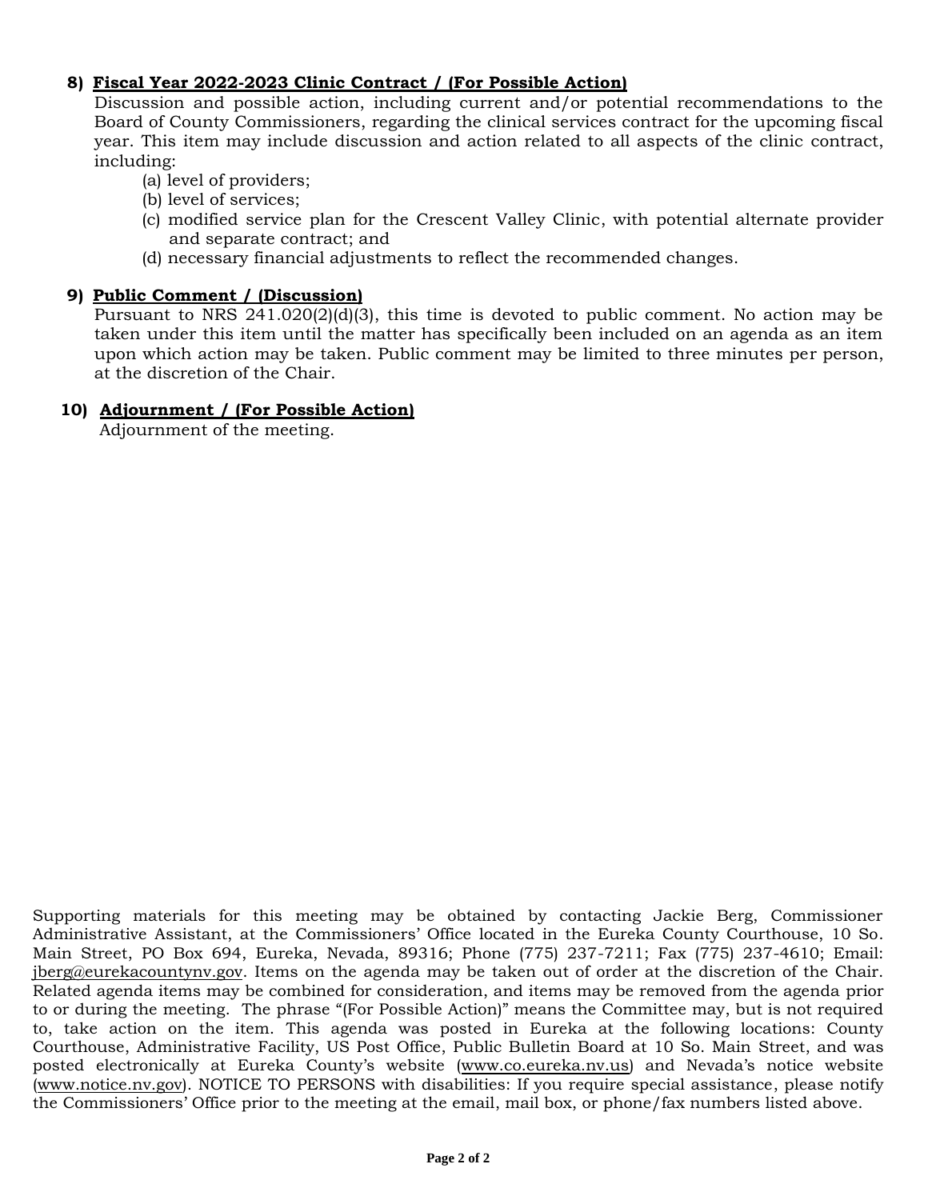**8) <u>Fiscal Year 2022-2023 Clinic Contract / (For Possible Action)</u>**

Discussion and possible action, including current and/or potential recommendations to the Board of County Commissioners, regarding the clinical services contract for the upcoming fiscal year. This item may include discussion and action related to all aspects of the clinic contract, including:

- (a) level of providers;
- (b) level of services;
- (c) modified service plan for the Crescent Valley Clinic, with potential alternate provider and separate contract; and
- (d) necessary financial adjustments to reflect the recommended changes.

**9) <u>Public Comment / (Discussion)</u>**

Pursuant to NRS 241.020(2)(d)(3), this time is devoted to public comment. No action may be taken under this item until the matter has specifically been included on an agenda as an item upon which action may be taken. Public comment may be limited to three minutes per person, at the discretion of the Chair.

**10) <u>Adjournment / (For Possible Action)</u>**

Adjournment of the meeting.

Supporting materials for this meeting may be obtained by contacting Jackie Berg, Commissioner Administrative Assistant, at the Commissioners' Office located in the Eureka County Courthouse, 10 So. Main Street, PO Box 694, Eureka, Nevada, 89316; Phone (775) 237-7211; Fax (775) 237-4610; Email: jberg@eurekacountynv.gov. Items on the agenda may be taken out of order at the discretion of the Chair. Related agenda items may be combined for consideration, and items may be removed from the agenda prior to or during the meeting. The phrase "(For Possible Action)" means the Committee may, but is not required to, take action on the item. This agenda was posted in Eureka at the following locations: County Courthouse, Administrative Facility, US Post Office, Public Bulletin Board at 10 So. Main Street, and was posted electronically at Eureka County's website (www.co.eureka.nv.us) and Nevada's notice website (www.notice.nv.gov). NOTICE TO PERSONS with disabilities: If you require special assistance, please notify the Commissioners' Office prior to the meeting at the email, mail box, or phone/fax numbers listed above.